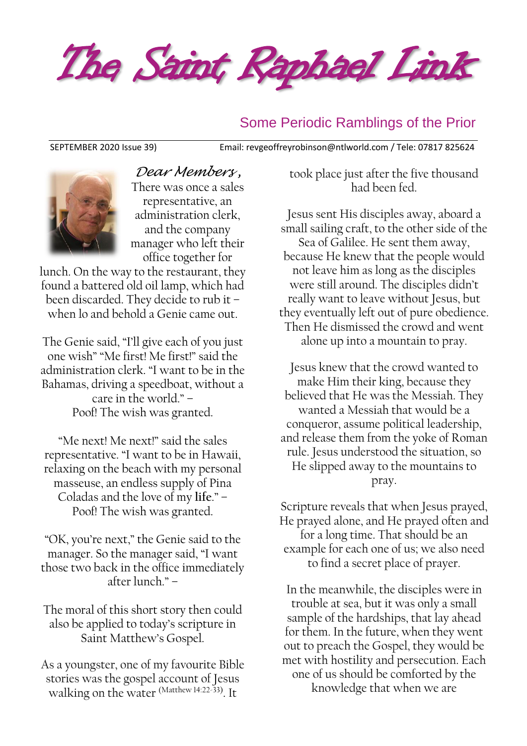# The Saint Raphael Link

## Some Periodic Ramblings of the Prior

SEPTEMBER 2020 Issue 39) Email: revgeoffreyrobinson@ntlworld.com / Tele: 07817 825624

*Dear Members,*

There was once a sales representative, an administration clerk, and the company manager who left their office together for lunch. On the way to the restaurant, they found a battered old oil lamp, which had been discarded. They decide to rub it – when lo and behold a Genie came out.

The Genie said, "I'll give each of you just one wish" "Me first! Me first!" said the administration clerk. "I want to be in the Bahamas, driving a speedboat, without a care in the world." – Poof! The wish was granted.

"Me next! Me next!" said the sales representative. "I want to be in Hawaii, relaxing on the beach with my personal masseuse, an endless supply of Pina Coladas and the love of my **life**." – Poof! The wish was granted.

"OK, you're next," the Genie said to the manager. So the manager said, "I want those two back in the office immediately after lunch." –

The moral of this short story then could also be applied to today's scripture in Saint Matthew's Gospel.

As a youngster, one of my favourite Bible stories was the gospel account of Jesus walking on the water (Matthew 14:22-33). It took place just after the five thousand had been fed.

Jesus sent His disciples away, aboard a small sailing craft, to the other side of the Sea of Galilee. He sent them away, because He knew that the people would not leave him as long as the disciples were still around. The disciples didn't really want to leave without Jesus, but they eventually left out of pure obedience. Then He dismissed the crowd and went alone up into a mountain to pray.

Jesus knew that the crowd wanted to make Him their king, because they believed that He was the Messiah. They wanted a Messiah that would be a conqueror, assume political leadership, and release them from the yoke of Roman rule. Jesus understood the situation, so He slipped away to the mountains to pray.

Scripture reveals that when Jesus prayed, He prayed alone, and He prayed often and for a long time. That should be an example for each one of us; we also need to find a secret place of prayer.

In the meanwhile, the disciples were in trouble at sea, but it was only a small sample of the hardships, that lay ahead for them. In the future, when they went out to preach the Gospel, they would be met with hostility and persecution. Each one of us should be comforted by the knowledge that when we are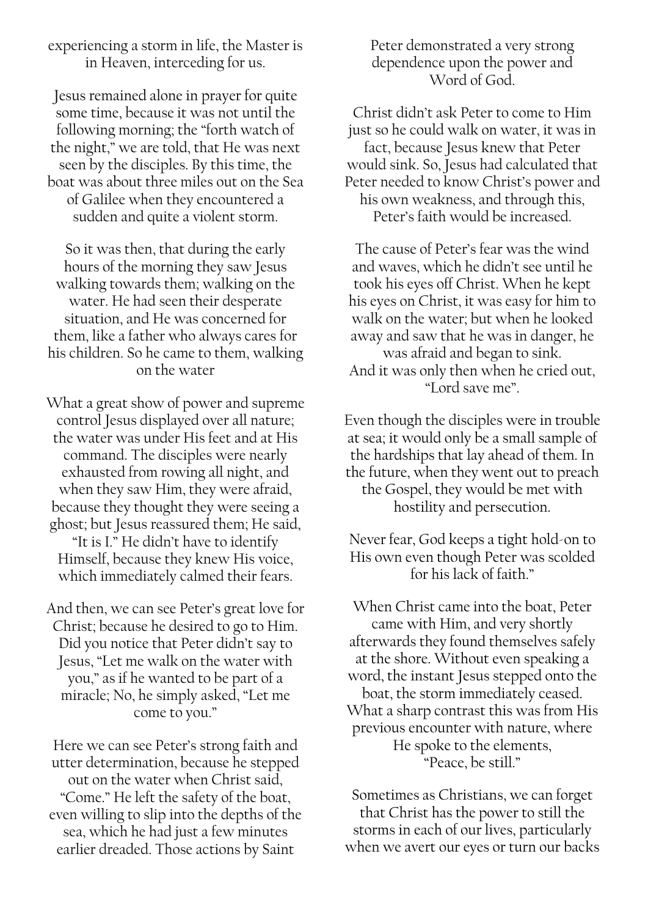experiencing a storm in life, the Master is in Heaven, interceding for us.

Jesus remained alone in prayer for quite some time, because it was not until the following morning; the "forth watch of the night," we are told, that He was next seen by the disciples. By this time, the boat was about three miles out on the Sea of Galilee when they encountered a sudden and quite a violent storm.

So it was then, that during the early hours of the morning they saw Jesus walking towards them; walking on the water. He had seen their desperate situation, and He was concerned for them, like a father who always cares for his children. So he came to them, walking on the water

What a great show of power and supreme control Jesus displayed over all nature; the water was under His feet and at His command. The disciples were nearly exhausted from rowing all night, and when they saw Him, they were afraid, because they thought they were seeing a ghost; but Jesus reassured them; He said, "It is I." He didn't have to identify Himself, because they knew His voice, which immediately calmed their fears.

And then, we can see Peter's great love for Christ; because he desired to go to Him. Did you notice that Peter didn't say to Jesus, "Let me walk on the water with you," as if he wanted to be part of a miracle; No, he simply asked, "Let me come to you."

Here we can see Peter's strong faith and utter determination, because he stepped out on the water when Christ said, "Come." He left the safety of the boat, even willing to slip into the depths of the sea, which he had just a few minutes earlier dreaded. Those actions by Saint Peter demonstrated a very strong dependence upon the power and Word of God.

Christ didn't ask Peter to come to Him just so he could walk on water, it was in fact, because Jesus knew that Peter would sink. So, Jesus had calculated that Peter needed to know Christ's power and his own weakness, and through this, Peter's faith would be increased.

The cause of Peter's fear was the wind and waves, which he didn't see until he took his eyes off Christ. When he kept his eyes on Christ, it was easy for him to walk on the water; but when he looked away and saw that he was in danger, he was afraid and began to sink. And it was only then when he cried out, "Lord save me".

Even though the disciples were in trouble at sea; it would only be a small sample of the hardships that lay ahead of them. In the future, when they went out to preach the Gospel, they would be met with hostility and persecution.

Never fear, God keeps a tight hold-on to His own even though Peter was scolded for his lack of faith."

When Christ came into the boat, Peter came with Him, and very shortly afterwards they found themselves safely at the shore. Without even speaking a word, the instant Jesus stepped onto the boat, the storm immediately ceased. What a sharp contrast this was from His previous encounter with nature, where He spoke to the elements, "Peace, be still."

Sometimes as Christians, we can forget that Christ has the power to still the storms in each of our lives, particularly when we avert our eyes or turn our backs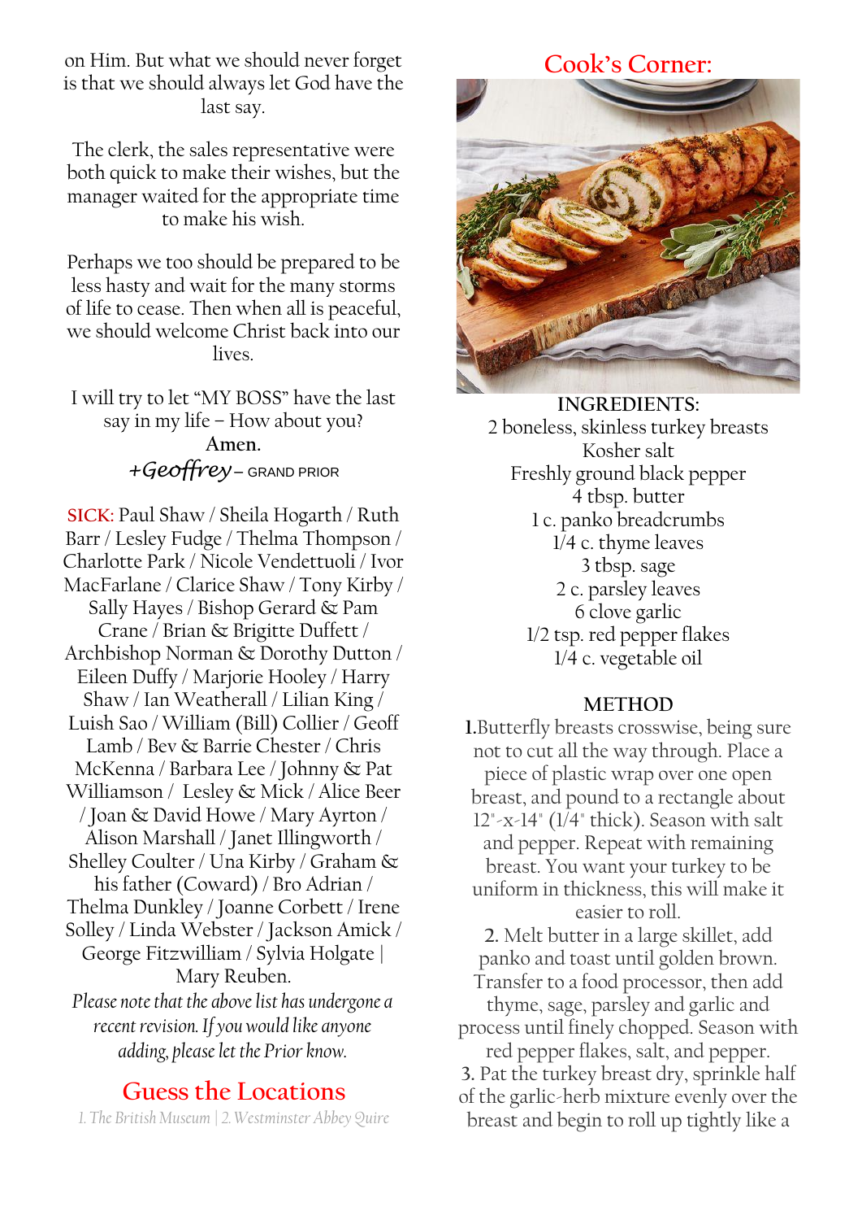on Him. But what we should never forget is that we should always let God have the last say.

The clerk, the sales representative were both quick to make their wishes, but the manager waited for the appropriate time to make his wish.

Perhaps we too should be prepared to be less hasty and wait for the many storms of life to cease. Then when all is peaceful, we should welcome Christ back into our lives.

I will try to let "MY BOSS" have the last say in my life – How about you?

**Amen.**

*+Geoffrey* – GRAND PRIOR

**SICK:** Paul Shaw / Sheila Hogarth / Ruth Barr / Lesley Fudge / Thelma Thompson / Charlotte Park / Nicole Vendettuoli / Ivor MacFarlane / Clarice Shaw / Tony Kirby / Sally Hayes / Bishop Gerard & Pam Crane / Brian & Brigitte Duffett / Archbishop Norman & Dorothy Dutton / Eileen Duffy / Marjorie Hooley / Harry Shaw / Ian Weatherall / Lilian King / Luish Sao / William (Bill) Collier / Geoff Lamb / Bev & Barrie Chester / Chris McKenna / Barbara Lee / Johnny & Pat Williamson / Lesley & Mick / Alice Beer / Joan & David Howe / Mary Ayrton / Alison Marshall / Janet Illingworth / Shelley Coulter / Una Kirby / Graham & his father (Coward) / Bro Adrian / Thelma Dunkley / Joanne Corbett / Irene Solley / Linda Webster / Jackson Amick / George Fitzwilliam / Sylvia Holgate | Mary Reuben.

*Please note that the above list has undergone a recent revision. If you would like anyone adding, please let the Prior know.*

## Guess the Locations

*1. The British Museum | 2. Westminster Abbey Quire*

## Cook's Corner:

**INGREDIENTS:**

2 boneless, skinless turkey breasts
Kosher salt
Freshly ground black pepper
4 tbsp. butter
1 c. panko breadcrumbs
1/4 c. thyme leaves
3 tbsp. sage
2 c. parsley leaves
6 clove garlic
1/2 tsp. red pepper flakes
1/4 c. vegetable oil

**METHOD**

**1.** Butterfly breasts crosswise, being sure not to cut all the way through. Place a piece of plastic wrap over one open breast, and pound to a rectangle about 12"-x-14" (1/4" thick). Season with salt and pepper. Repeat with remaining breast. You want your turkey to be uniform in thickness, this will make it easier to roll.

**2.** Melt butter in a large skillet, add panko and toast until golden brown. Transfer to a food processor, then add thyme, sage, parsley and garlic and process until finely chopped. Season with red pepper flakes, salt, and pepper.

**3.** Pat the turkey breast dry, sprinkle half of the garlic-herb mixture evenly over the breast and begin to roll up tightly like a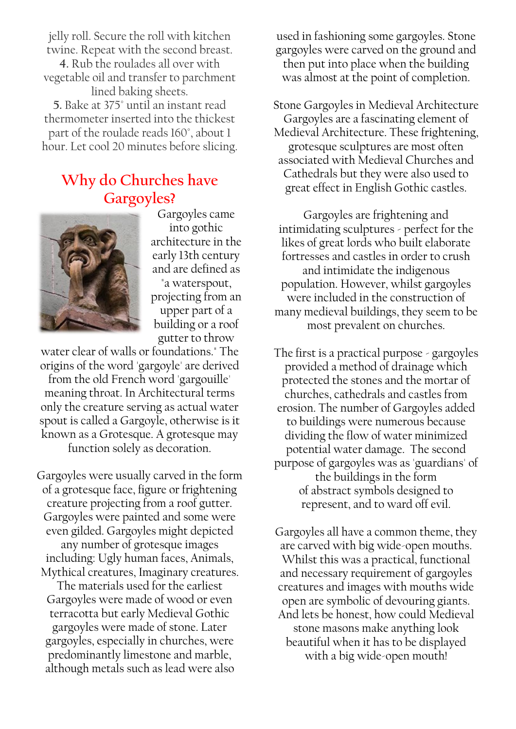jelly roll. Secure the roll with kitchen twine. Repeat with the second breast.

**4.** Rub the roulades all over with vegetable oil and transfer to parchment lined baking sheets.

**5.** Bake at 375° until an instant read thermometer inserted into the thickest part of the roulade reads 160°, about 1 hour. Let cool 20 minutes before slicing.

## Why do Churches have Gargoyles?

Gargoyles came into gothic architecture in the early 13th century and are defined as "a waterspout, projecting from an upper part of a building or a roof gutter to throw water clear of walls or foundations." The origins of the word 'gargoyle' are derived from the old French word 'gargouille' meaning throat. In Architectural terms only the creature serving as actual water spout is called a Gargoyle, otherwise is it known as a Grotesque. A grotesque may function solely as decoration.

Gargoyles were usually carved in the form of a grotesque face, figure or frightening creature projecting from a roof gutter. Gargoyles were painted and some were even gilded. Gargoyles might depicted any number of grotesque images including: Ugly human faces, Animals, Mythical creatures, Imaginary creatures. The materials used for the earliest Gargoyles were made of wood or even terracotta but early Medieval Gothic gargoyles were made of stone. Later gargoyles, especially in churches, were predominantly limestone and marble, although metals such as lead were also used in fashioning some gargoyles. Stone gargoyles were carved on the ground and then put into place when the building was almost at the point of completion.

Stone Gargoyles in Medieval Architecture
Gargoyles are a fascinating element of Medieval Architecture. These frightening, grotesque sculptures are most often associated with Medieval Churches and Cathedrals but they were also used to great effect in English Gothic castles.

Gargoyles are frightening and intimidating sculptures - perfect for the likes of great lords who built elaborate fortresses and castles in order to crush and intimidate the indigenous population. However, whilst gargoyles were included in the construction of many medieval buildings, they seem to be most prevalent on churches.

The first is a practical purpose - gargoyles provided a method of drainage which protected the stones and the mortar of churches, cathedrals and castles from erosion. The number of Gargoyles added to buildings were numerous because dividing the flow of water minimized potential water damage. The second purpose of gargoyles was as 'guardians' of the buildings in the form of abstract symbols designed to represent, and to ward off evil.

Gargoyles all have a common theme, they are carved with big wide-open mouths. Whilst this was a practical, functional and necessary requirement of gargoyles creatures and images with mouths wide open are symbolic of devouring giants. And lets be honest, how could Medieval stone masons make anything look beautiful when it has to be displayed with a big wide-open mouth!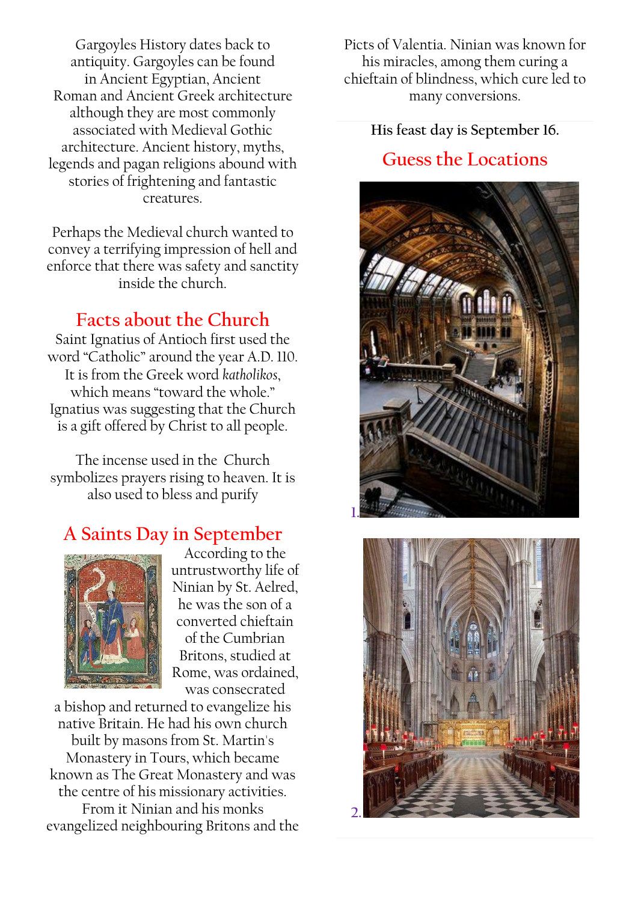Gargoyles History dates back to antiquity. Gargoyles can be found in Ancient Egyptian, Ancient Roman and Ancient Greek architecture although they are most commonly associated with Medieval Gothic architecture. Ancient history, myths, legends and pagan religions abound with stories of frightening and fantastic creatures.

Perhaps the Medieval church wanted to convey a terrifying impression of hell and enforce that there was safety and sanctity inside the church.

## Facts about the Church

Saint Ignatius of Antioch first used the word "Catholic" around the year A.D. 110. It is from the Greek word *katholikos*, which means "toward the whole." Ignatius was suggesting that the Church is a gift offered by Christ to all people.

The incense used in the Church symbolizes prayers rising to heaven. It is also used to bless and purify

## A Saints Day in September

According to the untrustworthy life of Ninian by St. Aelred, he was the son of a converted chieftain of the Cumbrian Britons, studied at Rome, was ordained, was consecrated a bishop and returned to evangelize his native Britain. He had his own church built by masons from St. Martin's Monastery in Tours, which became known as The Great Monastery and was the centre of his missionary activities. From it Ninian and his monks evangelized neighbouring Britons and the Picts of Valentia. Ninian was known for his miracles, among them curing a chieftain of blindness, which cure led to many conversions.

His feast day is September 16.

## Guess the Locations

1.

2.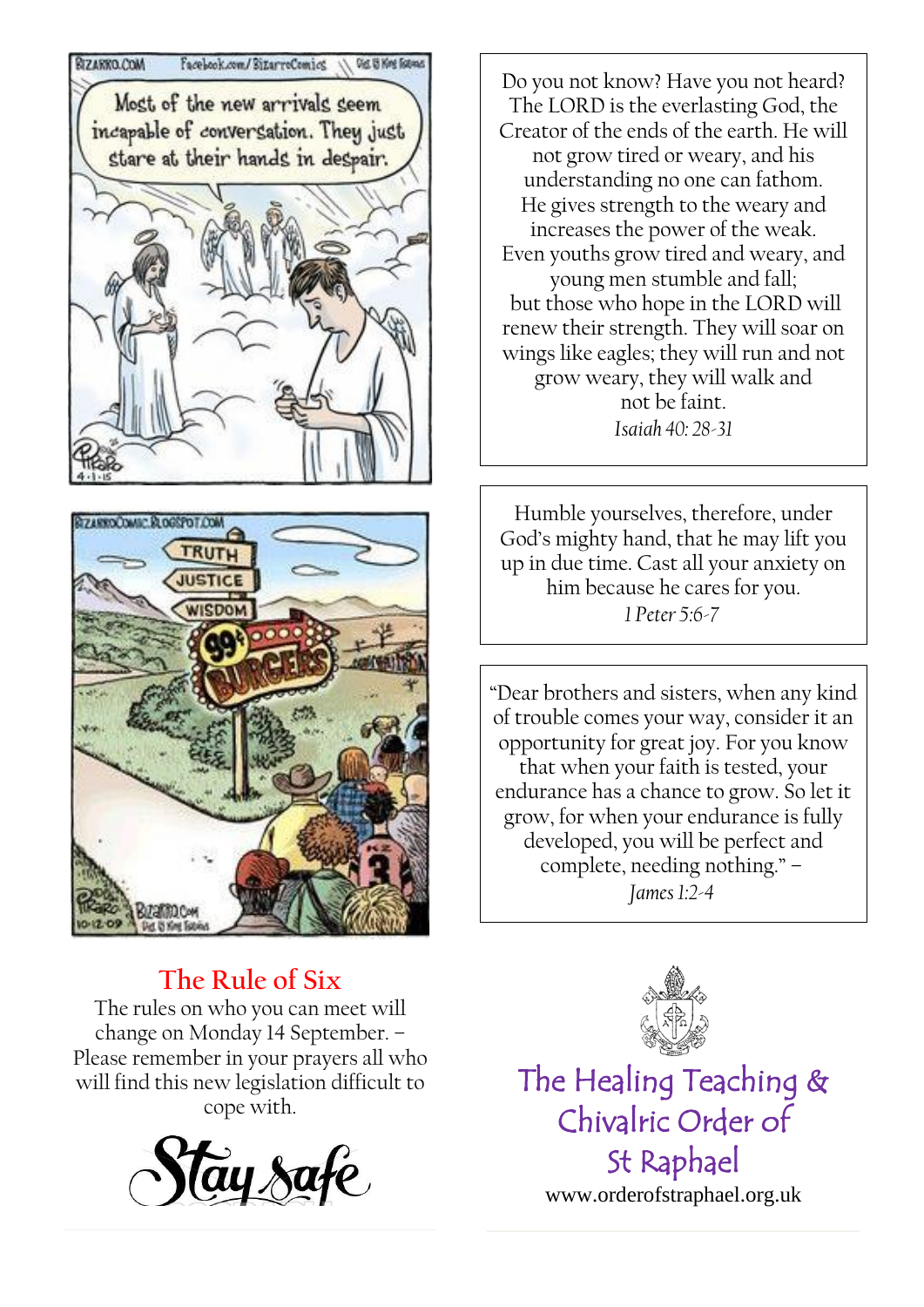Do you not know? Have you not heard? The LORD is the everlasting God, the Creator of the ends of the earth. He will not grow tired or weary, and his understanding no one can fathom. He gives strength to the weary and increases the power of the weak. Even youths grow tired and weary, and young men stumble and fall; but those who hope in the LORD will renew their strength. They will soar on wings like eagles; they will run and not grow weary, they will walk and not be faint.

*Isaiah 40: 28-31*

Humble yourselves, therefore, under God's mighty hand, that he may lift you up in due time. Cast all your anxiety on him because he cares for you.

*1 Peter 5:6-7*

"Dear brothers and sisters, when any kind of trouble comes your way, consider it an opportunity for great joy. For you know that when your faith is tested, your endurance has a chance to grow. So let it grow, for when your endurance is fully developed, you will be perfect and complete, needing nothing." –

*James 1:2-4*

## The Rule of Six

The rules on who you can meet will change on Monday 14 September. – Please remember in your prayers all who will find this new legislation difficult to cope with.

Stay safe

## The Healing Teaching & Chivalric Order of St Raphael

www.orderofstraphael.org.uk